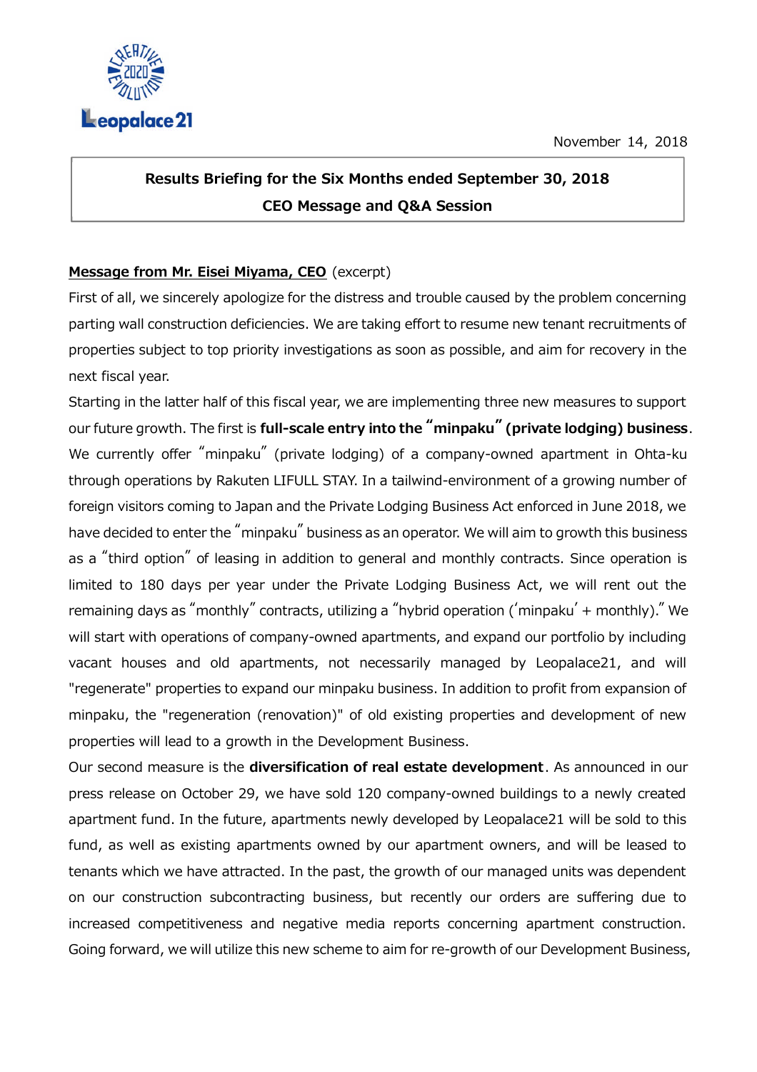November 14, 2018

**Results Briefing for the Six Months ended September 30, 2018**

**CEO Message and Q&A Session**

**Message from Mr. Eisei Miyama, CEO** (excerpt)

First of all, we sincerely apologize for the distress and trouble caused by the problem concerning parting wall construction deficiencies. We are taking effort to resume new tenant recruitments of properties subject to top priority investigations as soon as possible, and aim for recovery in the next fiscal year.

Starting in the latter half of this fiscal year, we are implementing three new measures to support our future growth. The first is **full-scale entry into the "minpaku" (private lodging) business**. We currently offer "minpaku" (private lodging) of a company-owned apartment in Ohta-ku through operations by Rakuten LIFULL STAY. In a tailwind-environment of a growing number of foreign visitors coming to Japan and the Private Lodging Business Act enforced in June 2018, we have decided to enter the "minpaku" business as an operator. We will aim to growth this business as a "third option" of leasing in addition to general and monthly contracts. Since operation is limited to 180 days per year under the Private Lodging Business Act, we will rent out the remaining days as "monthly" contracts, utilizing a "hybrid operation ('minpaku' + monthly)." We will start with operations of company-owned apartments, and expand our portfolio by including vacant houses and old apartments, not necessarily managed by Leopalace21, and will "regenerate" properties to expand our minpaku business. In addition to profit from expansion of minpaku, the "regeneration (renovation)" of old existing properties and development of new properties will lead to a growth in the Development Business.

Our second measure is the **diversification of real estate development**. As announced in our press release on October 29, we have sold 120 company-owned buildings to a newly created apartment fund. In the future, apartments newly developed by Leopalace21 will be sold to this fund, as well as existing apartments owned by our apartment owners, and will be leased to tenants which we have attracted. In the past, the growth of our managed units was dependent on our construction subcontracting business, but recently our orders are suffering due to increased competitiveness and negative media reports concerning apartment construction. Going forward, we will utilize this new scheme to aim for re-growth of our Development Business,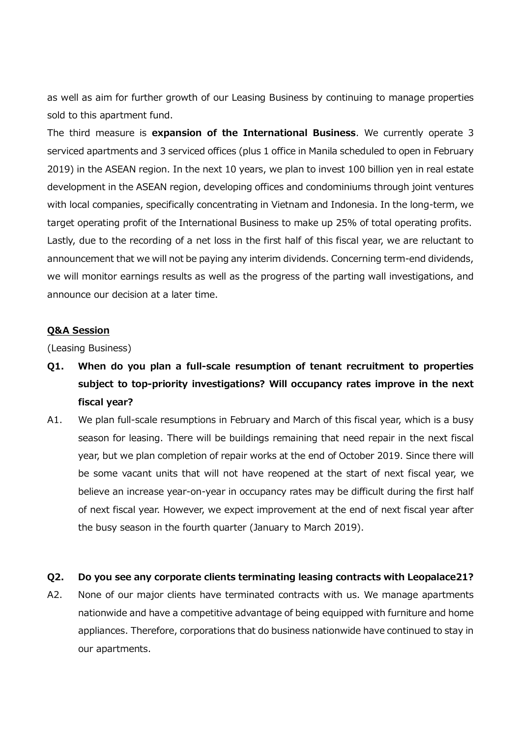as well as aim for further growth of our Leasing Business by continuing to manage properties sold to this apartment fund.

The third measure is **expansion of the International Business**. We currently operate 3 serviced apartments and 3 serviced offices (plus 1 office in Manila scheduled to open in February 2019) in the ASEAN region. In the next 10 years, we plan to invest 100 billion yen in real estate development in the ASEAN region, developing offices and condominiums through joint ventures with local companies, specifically concentrating in Vietnam and Indonesia. In the long-term, we target operating profit of the International Business to make up 25% of total operating profits.

Lastly, due to the recording of a net loss in the first half of this fiscal year, we are reluctant to announcement that we will not be paying any interim dividends. Concerning term-end dividends, we will monitor earnings results as well as the progress of the parting wall investigations, and announce our decision at a later time.

## Q&A Session

(Leasing Business)

**Q1. When do you plan a full-scale resumption of tenant recruitment to properties subject to top-priority investigations? Will occupancy rates improve in the next fiscal year?**

A1. We plan full-scale resumptions in February and March of this fiscal year, which is a busy season for leasing. There will be buildings remaining that need repair in the next fiscal year, but we plan completion of repair works at the end of October 2019. Since there will be some vacant units that will not have reopened at the start of next fiscal year, we believe an increase year-on-year in occupancy rates may be difficult during the first half of next fiscal year. However, we expect improvement at the end of next fiscal year after the busy season in the fourth quarter (January to March 2019).

**Q2. Do you see any corporate clients terminating leasing contracts with Leopalace21?**

A2. None of our major clients have terminated contracts with us. We manage apartments nationwide and have a competitive advantage of being equipped with furniture and home appliances. Therefore, corporations that do business nationwide have continued to stay in our apartments.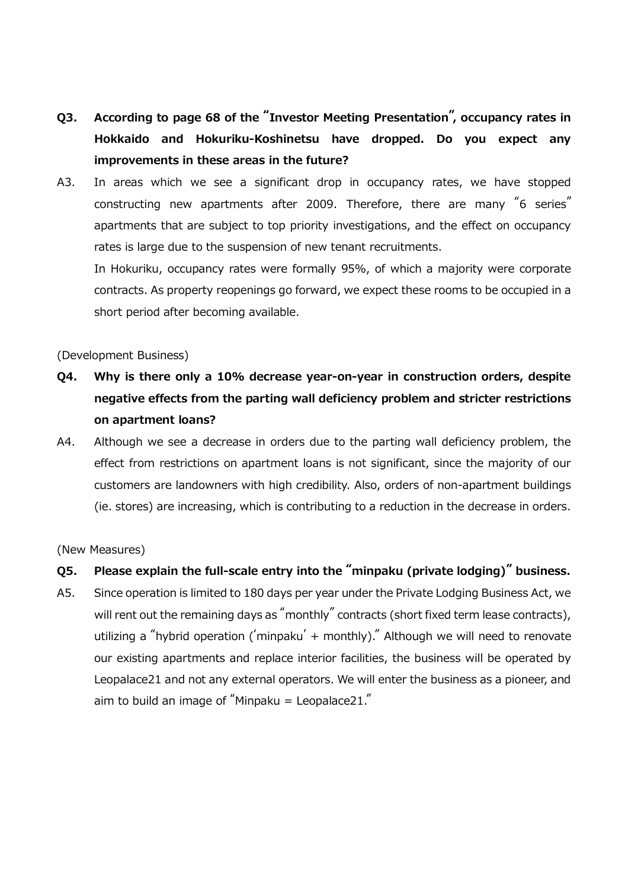**Q3. According to page 68 of the "Investor Meeting Presentation", occupancy rates in Hokkaido and Hokuriku-Koshinetsu have dropped. Do you expect any improvements in these areas in the future?**

A3. In areas which we see a significant drop in occupancy rates, we have stopped constructing new apartments after 2009. Therefore, there are many "6 series" apartments that are subject to top priority investigations, and the effect on occupancy rates is large due to the suspension of new tenant recruitments.

In Hokuriku, occupancy rates were formally 95%, of which a majority were corporate contracts. As property reopenings go forward, we expect these rooms to be occupied in a short period after becoming available.

(Development Business)

**Q4. Why is there only a 10% decrease year-on-year in construction orders, despite negative effects from the parting wall deficiency problem and stricter restrictions on apartment loans?**

A4. Although we see a decrease in orders due to the parting wall deficiency problem, the effect from restrictions on apartment loans is not significant, since the majority of our customers are landowners with high credibility. Also, orders of non-apartment buildings (ie. stores) are increasing, which is contributing to a reduction in the decrease in orders.

(New Measures)

**Q5. Please explain the full-scale entry into the "minpaku (private lodging)" business.**

A5. Since operation is limited to 180 days per year under the Private Lodging Business Act, we will rent out the remaining days as "monthly" contracts (short fixed term lease contracts), utilizing a "hybrid operation ('minpaku' + monthly)." Although we will need to renovate our existing apartments and replace interior facilities, the business will be operated by Leopalace21 and not any external operators. We will enter the business as a pioneer, and aim to build an image of "Minpaku = Leopalace21."